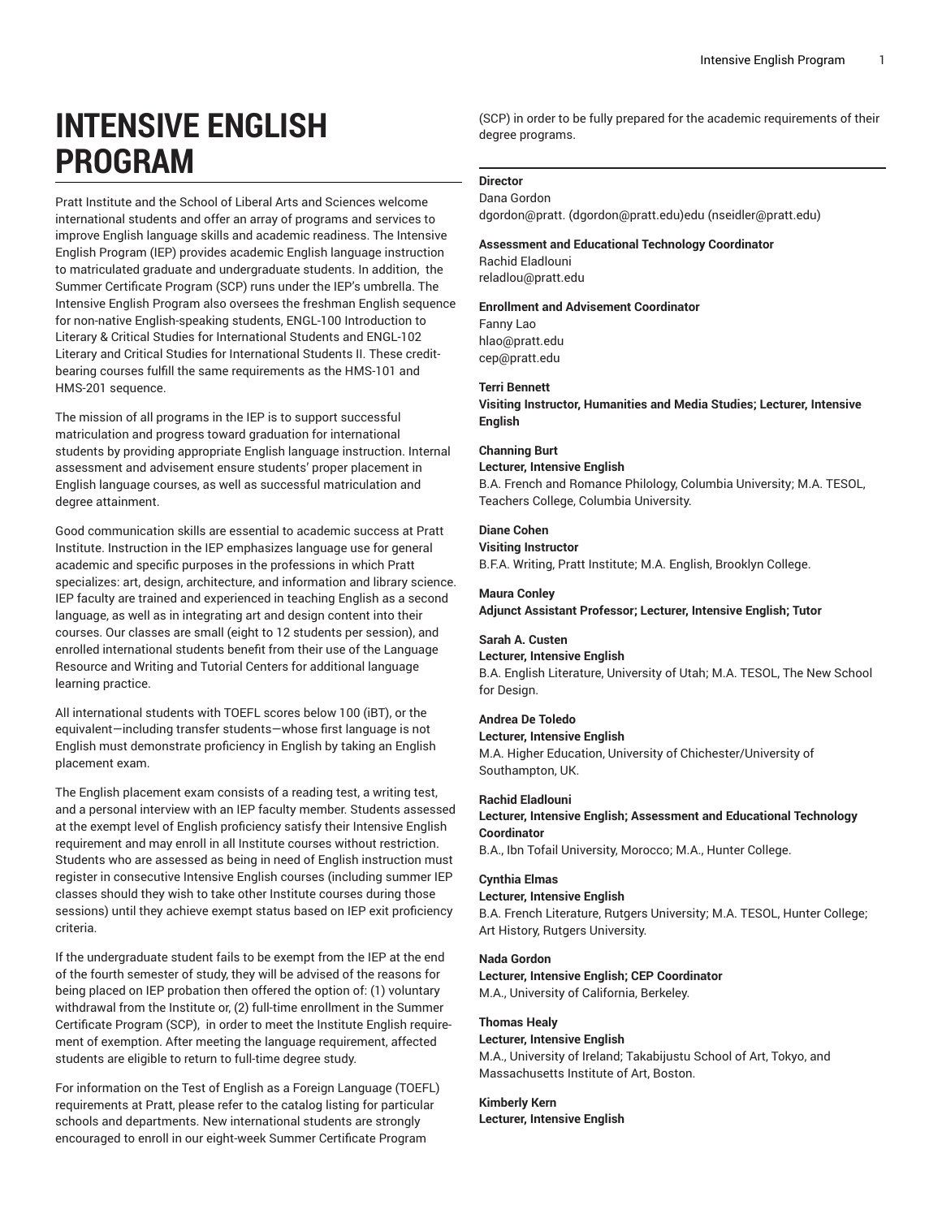# INTENSIVE ENGLISH PROGRAM

Pratt Institute and the School of Liberal Arts and Sciences welcome international students and offer an array of programs and services to improve English language skills and academic readiness. The Intensive English Program (IEP) provides academic English language instruction to matriculated graduate and undergraduate students. In addition, the Summer Certificate Program (SCP) runs under the IEP's umbrella. The Intensive English Program also oversees the freshman English sequence for non-native English-speaking students, ENGL-100 Introduction to Literary & Critical Studies for International Students and ENGL-102 Literary and Critical Studies for International Students II. These credit-bearing courses fulfill the same requirements as the HMS-101 and HMS-201 sequence.

The mission of all programs in the IEP is to support successful matriculation and progress toward graduation for international students by providing appropriate English language instruction. Internal assessment and advisement ensure students' proper placement in English language courses, as well as successful matriculation and degree attainment.

Good communication skills are essential to academic success at Pratt Institute. Instruction in the IEP emphasizes language use for general academic and specific purposes in the professions in which Pratt specializes: art, design, architecture, and information and library science. IEP faculty are trained and experienced in teaching English as a second language, as well as in integrating art and design content into their courses. Our classes are small (eight to 12 students per session), and enrolled international students benefit from their use of the Language Resource and Writing and Tutorial Centers for additional language learning practice.

All international students with TOEFL scores below 100 (iBT), or the equivalent—including transfer students—whose first language is not English must demonstrate proficiency in English by taking an English placement exam.

The English placement exam consists of a reading test, a writing test, and a personal interview with an IEP faculty member. Students assessed at the exempt level of English proficiency satisfy their Intensive English requirement and may enroll in all Institute courses without restriction. Students who are assessed as being in need of English instruction must register in consecutive Intensive English courses (including summer IEP classes should they wish to take other Institute courses during those sessions) until they achieve exempt status based on IEP exit proficiency criteria.

If the undergraduate student fails to be exempt from the IEP at the end of the fourth semester of study, they will be advised of the reasons for being placed on IEP probation then offered the option of: (1) voluntary withdrawal from the Institute or, (2) full-time enrollment in the Summer Certificate Program (SCP), in order to meet the Institute English requirement of exemption. After meeting the language requirement, affected students are eligible to return to full-time degree study.

For information on the Test of English as a Foreign Language (TOEFL) requirements at Pratt, please refer to the catalog listing for particular schools and departments. New international students are strongly encouraged to enroll in our eight-week Summer Certificate Program (SCP) in order to be fully prepared for the academic requirements of their degree programs.

---

**Director**
Dana Gordon
dgordon@pratt. (dgordon@pratt.edu)edu (nseidler@pratt.edu)

**Assessment and Educational Technology Coordinator**
Rachid Eladlouni
reladlou@pratt.edu

**Enrollment and Advisement Coordinator**
Fanny Lao
hlao@pratt.edu
cep@pratt.edu

**Terri Bennett**
**Visiting Instructor, Humanities and Media Studies; Lecturer, Intensive English**

**Channing Burt**
**Lecturer, Intensive English**
B.A. French and Romance Philology, Columbia University; M.A. TESOL, Teachers College, Columbia University.

**Diane Cohen**
**Visiting Instructor**
B.F.A. Writing, Pratt Institute; M.A. English, Brooklyn College.

**Maura Conley**
**Adjunct Assistant Professor; Lecturer, Intensive English; Tutor**

**Sarah A. Custen**
**Lecturer, Intensive English**
B.A. English Literature, University of Utah; M.A. TESOL, The New School for Design.

**Andrea De Toledo**
**Lecturer, Intensive English**
M.A. Higher Education, University of Chichester/University of Southampton, UK.

**Rachid Eladlouni**
**Lecturer, Intensive English; Assessment and Educational Technology Coordinator**
B.A., Ibn Tofail University, Morocco; M.A., Hunter College.

**Cynthia Elmas**
**Lecturer, Intensive English**
B.A. French Literature, Rutgers University; M.A. TESOL, Hunter College; Art History, Rutgers University.

**Nada Gordon**
**Lecturer, Intensive English; CEP Coordinator**
M.A., University of California, Berkeley.

**Thomas Healy**
**Lecturer, Intensive English**
M.A., University of Ireland; Takabijustu School of Art, Tokyo, and Massachusetts Institute of Art, Boston.

**Kimberly Kern**
**Lecturer, Intensive English**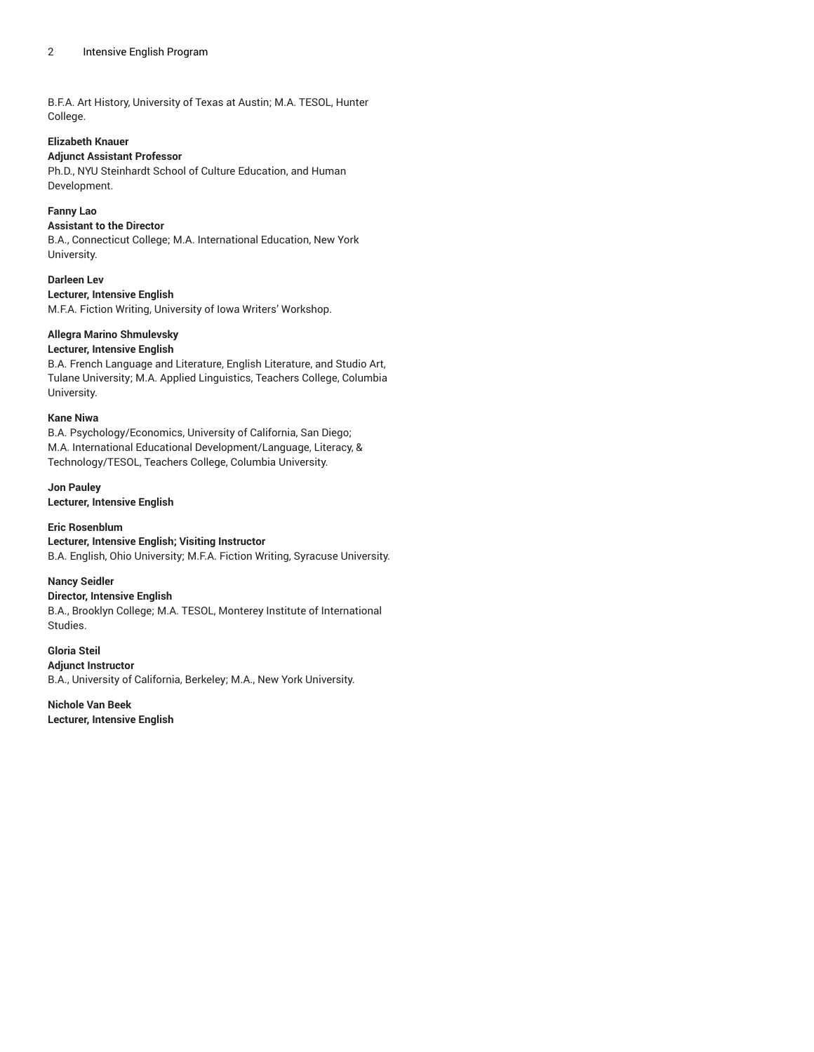B.F.A. Art History, University of Texas at Austin; M.A. TESOL, Hunter College.

**Elizabeth Knauer**
**Adjunct Assistant Professor**
Ph.D., NYU Steinhardt School of Culture Education, and Human Development.

**Fanny Lao**
**Assistant to the Director**
B.A., Connecticut College; M.A. International Education, New York University.

**Darleen Lev**
**Lecturer, Intensive English**
M.F.A. Fiction Writing, University of Iowa Writers' Workshop.

**Allegra Marino Shmulevsky**
**Lecturer, Intensive English**
B.A. French Language and Literature, English Literature, and Studio Art, Tulane University; M.A. Applied Linguistics, Teachers College, Columbia University.

**Kane Niwa**
B.A. Psychology/Economics, University of California, San Diego; M.A. International Educational Development/Language, Literacy, & Technology/TESOL, Teachers College, Columbia University.

**Jon Pauley**
**Lecturer, Intensive English**

**Eric Rosenblum**
**Lecturer, Intensive English; Visiting Instructor**
B.A. English, Ohio University; M.F.A. Fiction Writing, Syracuse University.

**Nancy Seidler**
**Director, Intensive English**
B.A., Brooklyn College; M.A. TESOL, Monterey Institute of International Studies.

**Gloria Steil**
**Adjunct Instructor**
B.A., University of California, Berkeley; M.A., New York University.

**Nichole Van Beek**
**Lecturer, Intensive English**